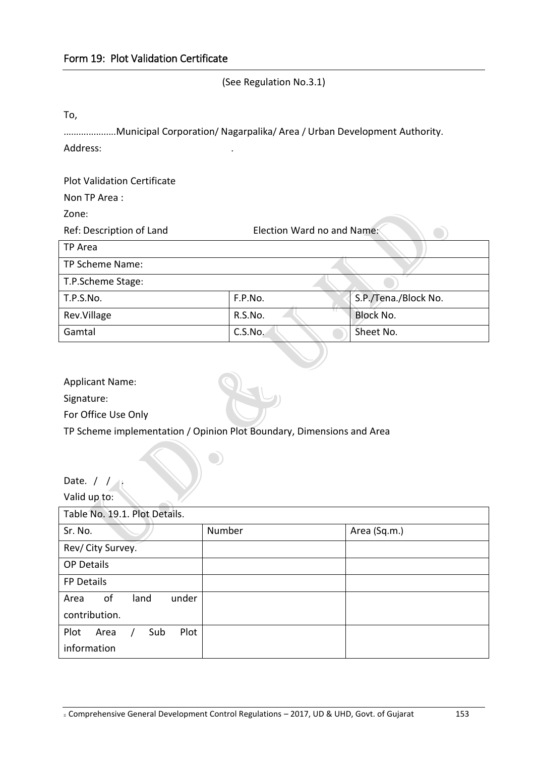## Form 19: Plot Validation Certificate

(See Regulation No.3.1)

To,

…………………Municipal Corporation/ Nagarpalika/ Area / Urban Development Authority.

Address: .

Plot Validation Certificate

Non TP Area :

Zone:

Ref: Description of Land Election Ward no and Name:

| TP Area | | |
|---|---|---|
| TP Scheme Name: | | |
| T.P.Scheme Stage: | | |
| T.P.S.No. | F.P.No. | S.P./Tena./Block No. |
| Rev.Village | R.S.No. | Block No. |
| Gamtal | C.S.No. | Sheet No. |

Applicant Name:

Signature:

For Office Use Only

TP Scheme implementation / Opinion Plot Boundary, Dimensions and Area

Date. / / .

Valid up to:

| Table No. 19.1. Plot Details. | | |
|---|---|---|
| Sr. No. | Number | Area (Sq.m.) |
| Rev/ City Survey. | | |
| OP Details | | |
| FP Details | | |
| Area of land under contribution. | | |
| Plot Area / Sub Plot information | | |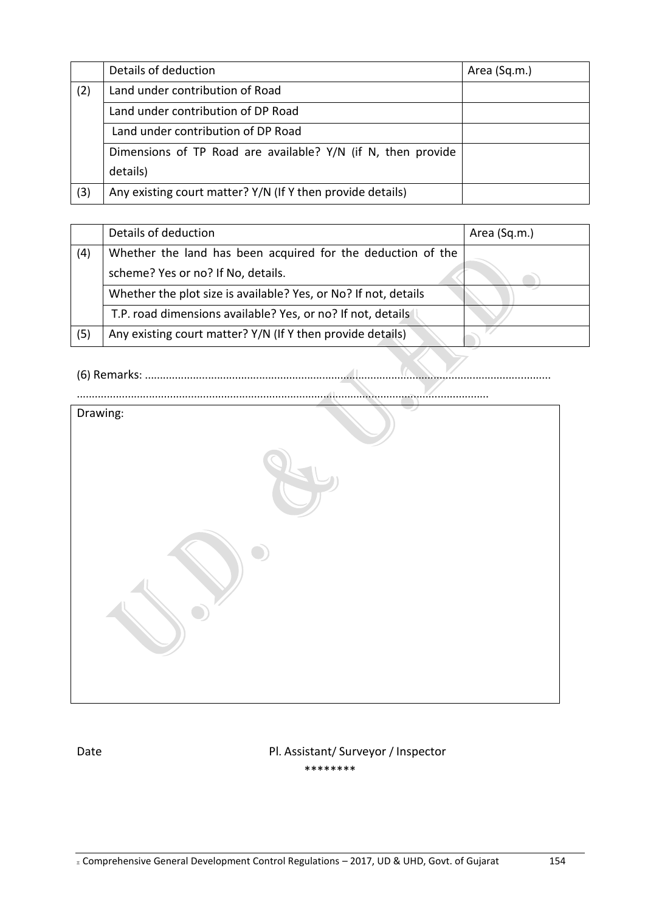| | Details of deduction | Area (Sq.m.) |
|---|---|---|
| (2) | Land under contribution of Road | |
| | Land under contribution of DP Road | |
| | Land under contribution of DP Road | |
| | Dimensions of TP Road are available? Y/N (if N, then provide details) | |
| (3) | Any existing court matter? Y/N (If Y then provide details) | |

| | Details of deduction | Area (Sq.m.) |
|---|---|---|
| (4) | Whether the land has been acquired for the deduction of the scheme? Yes or no? If No, details. | |
| | Whether the plot size is available? Yes, or No? If not, details | |
| | T.P. road dimensions available? Yes, or no? If not, details | |
| (5) | Any existing court matter? Y/N (If Y then provide details) | |

(6) Remarks: ......................................................................................................................................

......................................................................................................................................

Drawing:

Date

Pl. Assistant/ Surveyor / Inspector

********